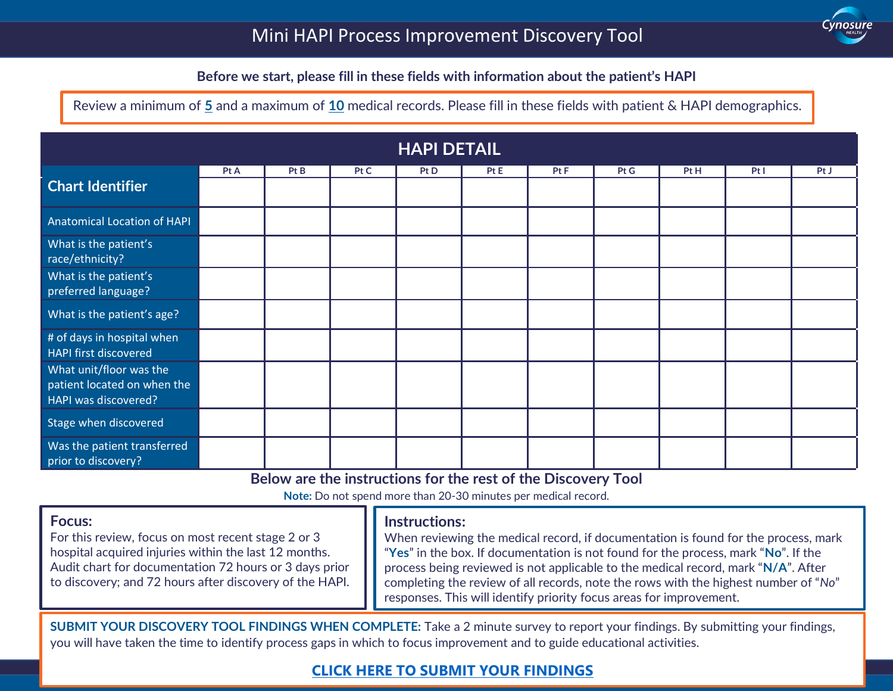# Mini HAPI Process Improvement Discovery Tool

**Before we start, please fill in these fields with information about the patient's HAPI**

Review a minimum of **5** and a maximum of **10** medical records. Please fill in these fields with patient & HAPI demographics.

## HAPI DETAIL

| | Pt A | Pt B | Pt C | Pt D | Pt E | Pt F | Pt G | Pt H | Pt I | Pt J |
|---|---|---|---|---|---|---|---|---|---|---|
| **Chart Identifier** | | | | | | | | | | |
| Anatomical Location of HAPI | | | | | | | | | | |
| What is the patient's race/ethnicity? | | | | | | | | | | |
| What is the patient's preferred language? | | | | | | | | | | |
| What is the patient's age? | | | | | | | | | | |
| # of days in hospital when HAPI first discovered | | | | | | | | | | |
| What unit/floor was the patient located on when the HAPI was discovered? | | | | | | | | | | |
| Stage when discovered | | | | | | | | | | |
| Was the patient transferred prior to discovery? | | | | | | | | | | |

**Below are the instructions for the rest of the Discovery Tool**

**Note:** Do not spend more than 20-30 minutes per medical record.

### Focus:

For this review, focus on most recent stage 2 or 3 hospital acquired injuries within the last 12 months. Audit chart for documentation 72 hours or 3 days prior to discovery; and 72 hours after discovery of the HAPI.

### Instructions:

When reviewing the medical record, if documentation is found for the process, mark "**Yes**" in the box. If documentation is not found for the process, mark "**No**". If the process being reviewed is not applicable to the medical record, mark "**N/A**". After completing the review of all records, note the rows with the highest number of "*No*" responses. This will identify priority focus areas for improvement.

**SUBMIT YOUR DISCOVERY TOOL FINDINGS WHEN COMPLETE:** Take a 2 minute survey to report your findings. By submitting your findings, you will have taken the time to identify process gaps in which to focus improvement and to guide educational activities.

**CLICK HERE TO SUBMIT YOUR FINDINGS**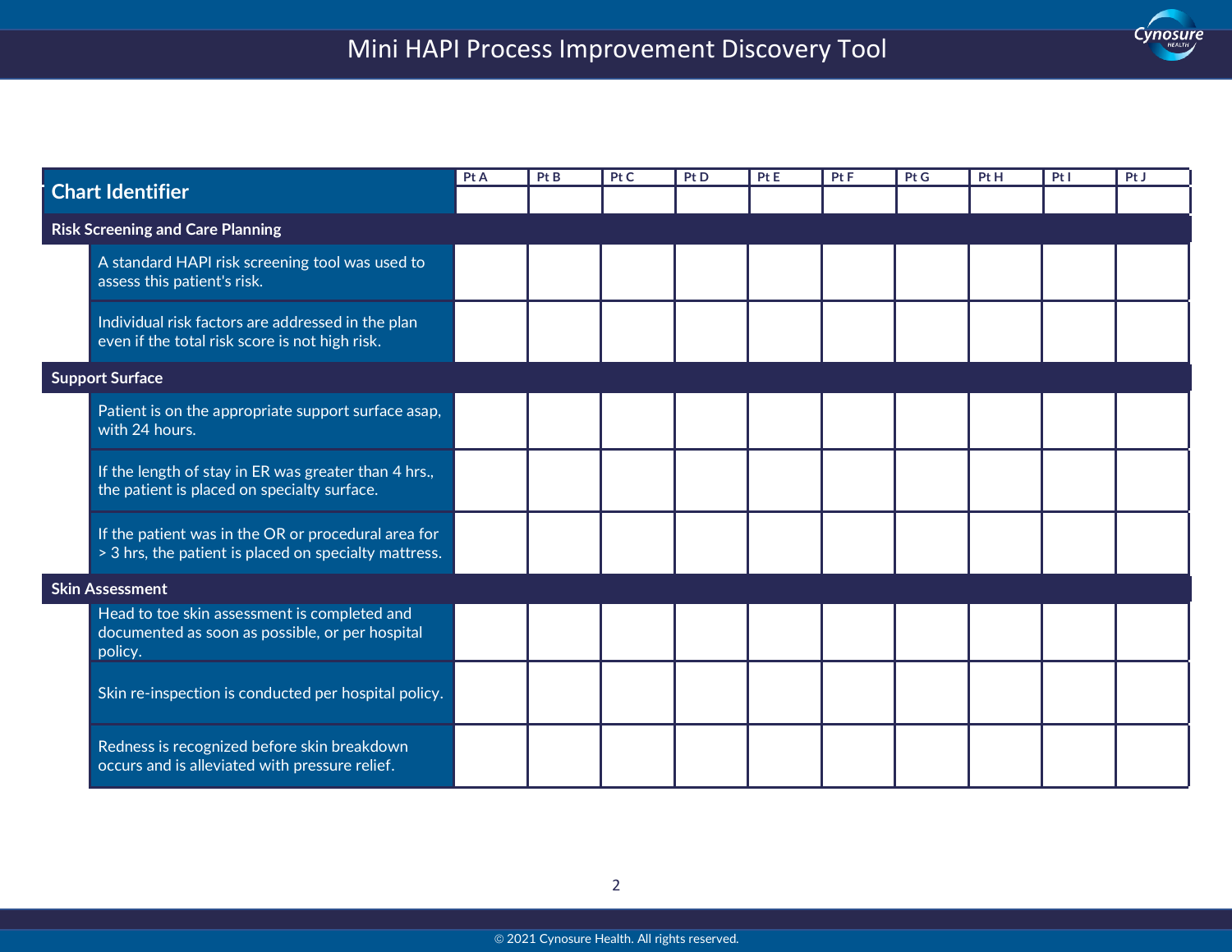# Mini HAPI Process Improvement Discovery Tool

| Chart Identifier | Pt A | Pt B | Pt C | Pt D | Pt E | Pt F | Pt G | Pt H | Pt I | Pt J |
|---|---|---|---|---|---|---|---|---|---|---|
| **Risk Screening and Care Planning** | | | | | | | | | | |
| A standard HAPI risk screening tool was used to assess this patient's risk. | | | | | | | | | | |
| Individual risk factors are addressed in the plan even if the total risk score is not high risk. | | | | | | | | | | |
| **Support Surface** | | | | | | | | | | |
| Patient is on the appropriate support surface asap, with 24 hours. | | | | | | | | | | |
| If the length of stay in ER was greater than 4 hrs., the patient is placed on specialty surface. | | | | | | | | | | |
| If the patient was in the OR or procedural area for > 3 hrs, the patient is placed on specialty mattress. | | | | | | | | | | |
| **Skin Assessment** | | | | | | | | | | |
| Head to toe skin assessment is completed and documented as soon as possible, or per hospital policy. | | | | | | | | | | |
| Skin re-inspection is conducted per hospital policy. | | | | | | | | | | |
| Redness is recognized before skin breakdown occurs and is alleviated with pressure relief. | | | | | | | | | | |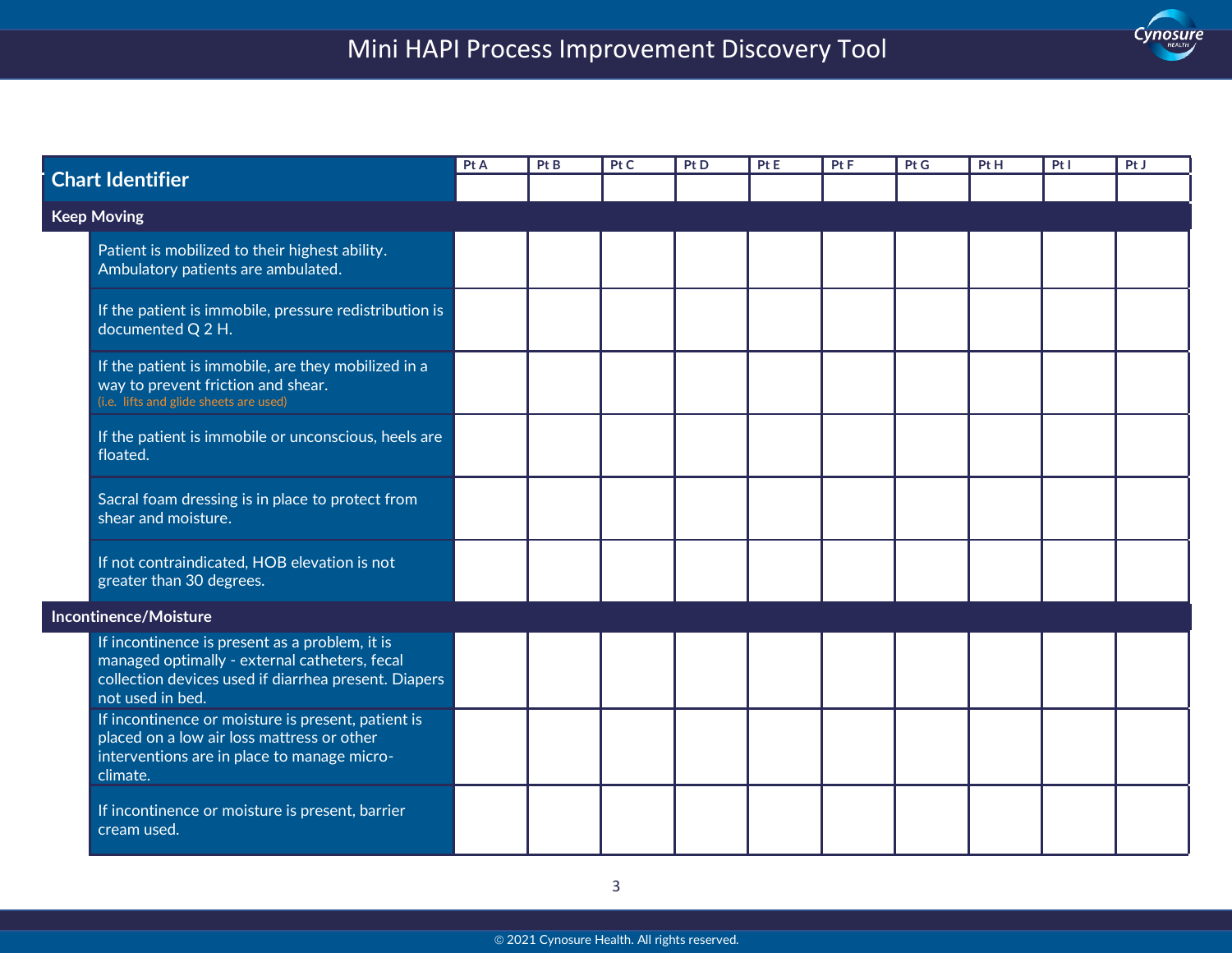# Mini HAPI Process Improvement Discovery Tool

| Chart Identifier | Pt A | Pt B | Pt C | Pt D | Pt E | Pt F | Pt G | Pt H | Pt I | Pt J |
|---|---|---|---|---|---|---|---|---|---|---|
| **Keep Moving** | | | | | | | | | | |
| Patient is mobilized to their highest ability. Ambulatory patients are ambulated. | | | | | | | | | | |
| If the patient is immobile, pressure redistribution is documented Q 2 H. | | | | | | | | | | |
| If the patient is immobile, are they mobilized in a way to prevent friction and shear. (i.e. lifts and glide sheets are used) | | | | | | | | | | |
| If the patient is immobile or unconscious, heels are floated. | | | | | | | | | | |
| Sacral foam dressing is in place to protect from shear and moisture. | | | | | | | | | | |
| If not contraindicated, HOB elevation is not greater than 30 degrees. | | | | | | | | | | |
| **Incontinence/Moisture** | | | | | | | | | | |
| If incontinence is present as a problem, it is managed optimally - external catheters, fecal collection devices used if diarrhea present. Diapers not used in bed. | | | | | | | | | | |
| If incontinence or moisture is present, patient is placed on a low air loss mattress or other interventions are in place to manage micro-climate. | | | | | | | | | | |
| If incontinence or moisture is present, barrier cream used. | | | | | | | | | | |

© 2021 Cynosure Health. All rights reserved.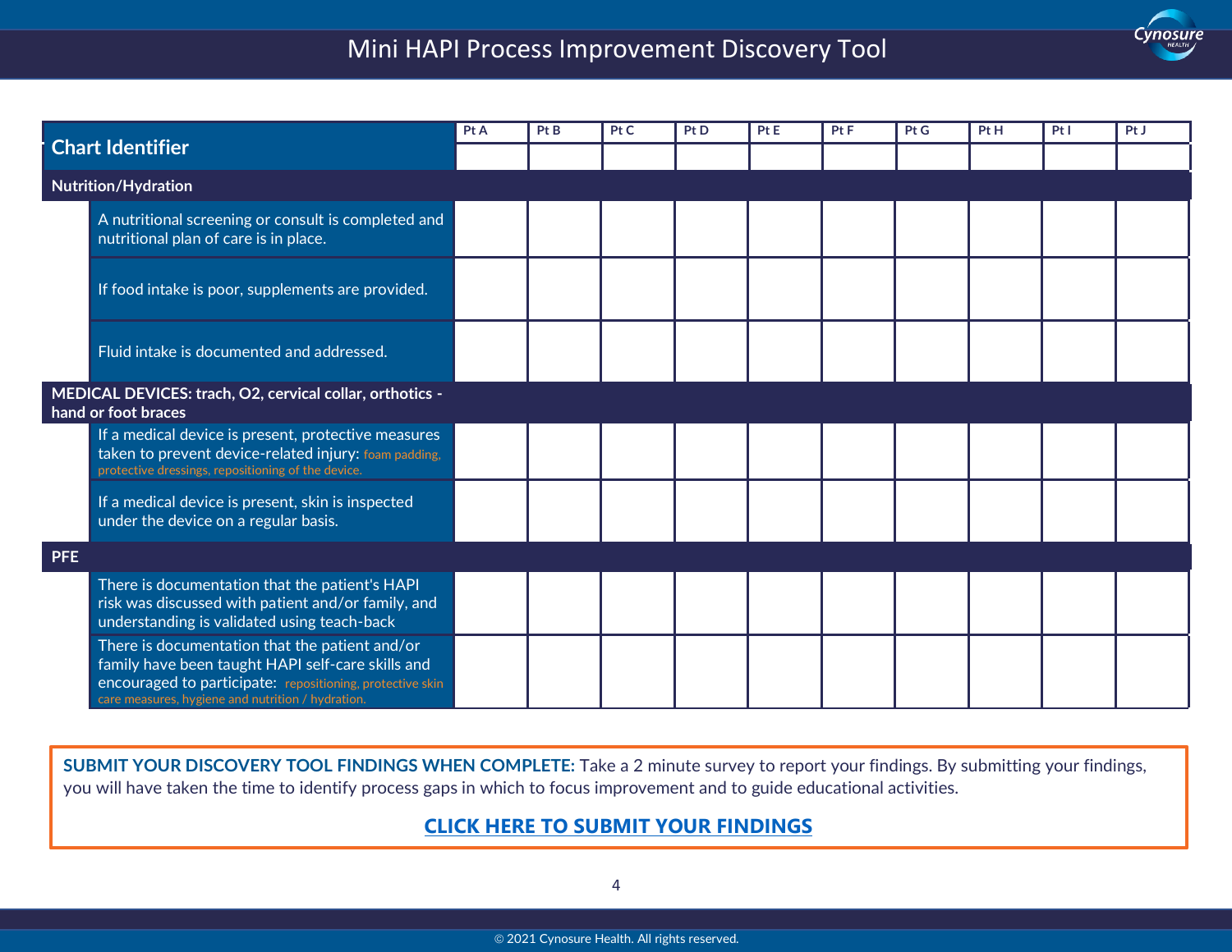# Mini HAPI Process Improvement Discovery Tool

| Chart Identifier | Pt A | Pt B | Pt C | Pt D | Pt E | Pt F | Pt G | Pt H | Pt I | Pt J |
|---|---|---|---|---|---|---|---|---|---|---|
| | | | | | | | | | | |
| **Nutrition/Hydration** | | | | | | | | | | |
| A nutritional screening or consult is completed and nutritional plan of care is in place. | | | | | | | | | | |
| If food intake is poor, supplements are provided. | | | | | | | | | | |
| Fluid intake is documented and addressed. | | | | | | | | | | |
| **MEDICAL DEVICES: trach, O2, cervical collar, orthotics - hand or foot braces** | | | | | | | | | | |
| If a medical device is present, protective measures taken to prevent device-related injury: foam padding, protective dressings, repositioning of the device. | | | | | | | | | | |
| If a medical device is present, skin is inspected under the device on a regular basis. | | | | | | | | | | |
| **PFE** | | | | | | | | | | |
| There is documentation that the patient's HAPI risk was discussed with patient and/or family, and understanding is validated using teach-back | | | | | | | | | | |
| There is documentation that the patient and/or family have been taught HAPI self-care skills and encouraged to participate: repositioning, protective skin care measures, hygiene and nutrition / hydration. | | | | | | | | | | |

**SUBMIT YOUR DISCOVERY TOOL FINDINGS WHEN COMPLETE:** Take a 2 minute survey to report your findings. By submitting your findings, you will have taken the time to identify process gaps in which to focus improvement and to guide educational activities.

**CLICK HERE TO SUBMIT YOUR FINDINGS**

© 2021 Cynosure Health. All rights reserved.